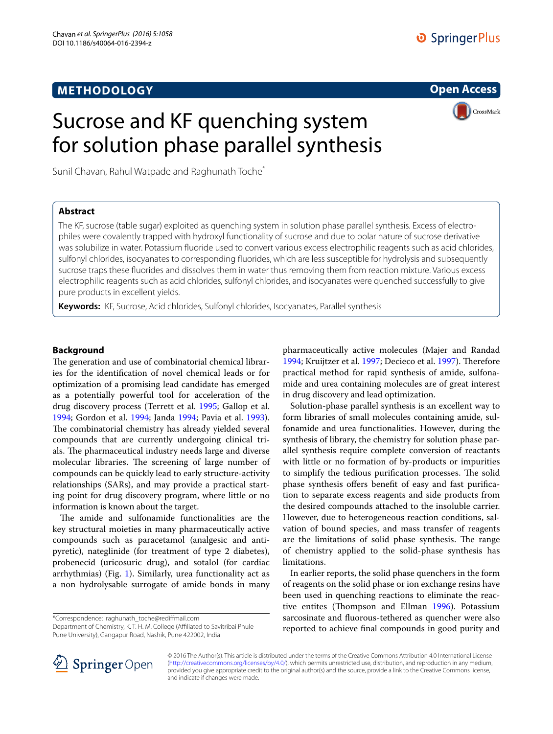METHODOLOGY

Open Access

# Sucrose and KF quenching system for solution phase parallel synthesis

Sunil Chavan, Rahul Watpade and Raghunath Toche*

## Abstract

The KF, sucrose (table sugar) exploited as quenching system in solution phase parallel synthesis. Excess of electrophiles were covalently trapped with hydroxyl functionality of sucrose and due to polar nature of sucrose derivative was solubilize in water. Potassium fluoride used to convert various excess electrophilic reagents such as acid chlorides, sulfonyl chlorides, isocyanates to corresponding fluorides, which are less susceptible for hydrolysis and subsequently sucrose traps these fluorides and dissolves them in water thus removing them from reaction mixture. Various excess electrophilic reagents such as acid chlorides, sulfonyl chlorides, and isocyanates were quenched successfully to give pure products in excellent yields.

**Keywords:** KF, Sucrose, Acid chlorides, Sulfonyl chlorides, Isocyanates, Parallel synthesis

## Background

The generation and use of combinatorial chemical libraries for the identification of novel chemical leads or for optimization of a promising lead candidate has emerged as a potentially powerful tool for acceleration of the drug discovery process (Terrett et al. 1995; Gallop et al. 1994; Gordon et al. 1994; Janda 1994; Pavia et al. 1993). The combinatorial chemistry has already yielded several compounds that are currently undergoing clinical trials. The pharmaceutical industry needs large and diverse molecular libraries. The screening of large number of compounds can be quickly lead to early structure-activity relationships (SARs), and may provide a practical starting point for drug discovery program, where little or no information is known about the target.

The amide and sulfonamide functionalities are the key structural moieties in many pharmaceutically active compounds such as paracetamol (analgesic and antipyretic), nateglinide (for treatment of type 2 diabetes), probenecid (uricosuric drug), and sotalol (for cardiac arrhythmias) (Fig. 1). Similarly, urea functionality act as a non hydrolysable surrogate of amide bonds in many pharmaceutically active molecules (Majer and Randad 1994; Kruijtzer et al. 1997; Decieco et al. 1997). Therefore practical method for rapid synthesis of amide, sulfonamide and urea containing molecules are of great interest in drug discovery and lead optimization.

Solution-phase parallel synthesis is an excellent way to form libraries of small molecules containing amide, sulfonamide and urea functionalities. However, during the synthesis of library, the chemistry for solution phase parallel synthesis require complete conversion of reactants with little or no formation of by-products or impurities to simplify the tedious purification processes. The solid phase synthesis offers benefit of easy and fast purification to separate excess reagents and side products from the desired compounds attached to the insoluble carrier. However, due to heterogeneous reaction conditions, salvation of bound species, and mass transfer of reagents are the limitations of solid phase synthesis. The range of chemistry applied to the solid-phase synthesis has limitations.

In earlier reports, the solid phase quenchers in the form of reagents on the solid phase or ion exchange resins have been used in quenching reactions to eliminate the reactive entites (Thompson and Ellman 1996). Potassium sarcosinate and fluorous-tethered as quencher were also reported to achieve final compounds in good purity and

*Correspondence: raghunath_toche@rediffmail.com
Department of Chemistry, K. T. H. M. College (Affiliated to Savitribai Phule Pune University), Gangapur Road, Nashik, Pune 422002, India

© 2016 The Author(s). This article is distributed under the terms of the Creative Commons Attribution 4.0 International License (http://creativecommons.org/licenses/by/4.0/), which permits unrestricted use, distribution, and reproduction in any medium, provided you give appropriate credit to the original author(s) and the source, provide a link to the Creative Commons license, and indicate if changes were made.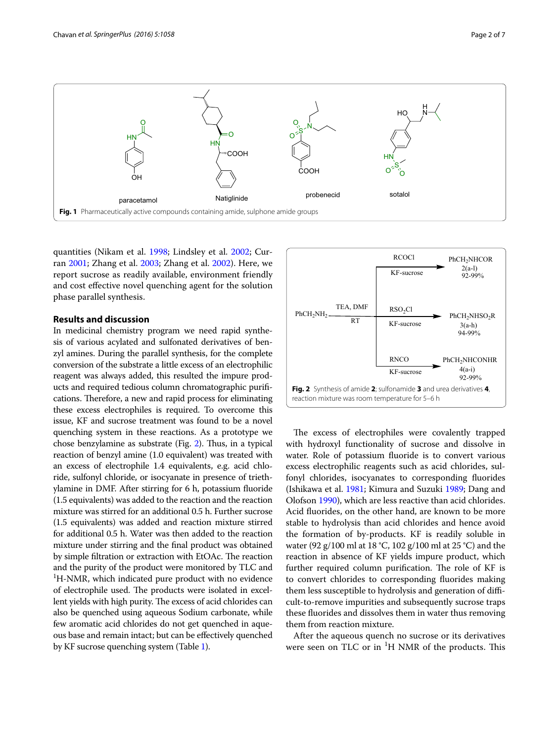Fig. 1 Pharmaceutically active compounds containing amide, sulphone amide groups

quantities (Nikam et al. 1998; Lindsley et al. 2002; Curran 2001; Zhang et al. 2003; Zhang et al. 2002). Here, we report sucrose as readily available, environment friendly and cost effective novel quenching agent for the solution phase parallel synthesis.

## Results and discussion

In medicinal chemistry program we need rapid synthesis of various acylated and sulfonated derivatives of benzyl amines. During the parallel synthesis, for the complete conversion of the substrate a little excess of an electrophilic reagent was always added, this resulted the impure products and required tedious column chromatographic purifications. Therefore, a new and rapid process for eliminating these excess electrophiles is required. To overcome this issue, KF and sucrose treatment was found to be a novel quenching system in these reactions. As a prototype we chose benzylamine as substrate (Fig. 2). Thus, in a typical reaction of benzyl amine (1.0 equivalent) was treated with an excess of electrophile 1.4 equivalents, e.g. acid chloride, sulfonyl chloride, or isocyanate in presence of triethylamine in DMF. After stirring for 6 h, potassium fluoride (1.5 equivalents) was added to the reaction and the reaction mixture was stirred for an additional 0.5 h. Further sucrose (1.5 equivalents) was added and reaction mixture stirred for additional 0.5 h. Water was then added to the reaction mixture under stirring and the final product was obtained by simple filtration or extraction with EtOAc. The reaction and the purity of the product were monitored by TLC and $^{1}$H-NMR, which indicated pure product with no evidence of electrophile used. The products were isolated in excellent yields with high purity. The excess of acid chlorides can also be quenched using aqueous Sodium carbonate, while few aromatic acid chlorides do not get quenched in aqueous base and remain intact; but can be effectively quenched by KF sucrose quenching system (Table 1).

Fig. 2 Synthesis of amide **2**; sulfonamide **3** and urea derivatives **4**, reaction mixture was room temperature for 5–6 h

The excess of electrophiles were covalently trapped with hydroxyl functionality of sucrose and dissolve in water. Role of potassium fluoride is to convert various excess electrophilic reagents such as acid chlorides, sulfonyl chlorides, isocyanates to corresponding fluorides (Ishikawa et al. 1981; Kimura and Suzuki 1989; Dang and Olofson 1990), which are less reactive than acid chlorides. Acid fluorides, on the other hand, are known to be more stable to hydrolysis than acid chlorides and hence avoid the formation of by-products. KF is readily soluble in water (92 g/100 ml at 18 °C, 102 g/100 ml at 25 °C) and the reaction in absence of KF yields impure product, which further required column purification. The role of KF is to convert chlorides to corresponding fluorides making them less susceptible to hydrolysis and generation of difficult-to-remove impurities and subsequently sucrose traps these fluorides and dissolves them in water thus removing them from reaction mixture.

After the aqueous quench no sucrose or its derivatives were seen on TLC or in $^{1}$H NMR of the products. This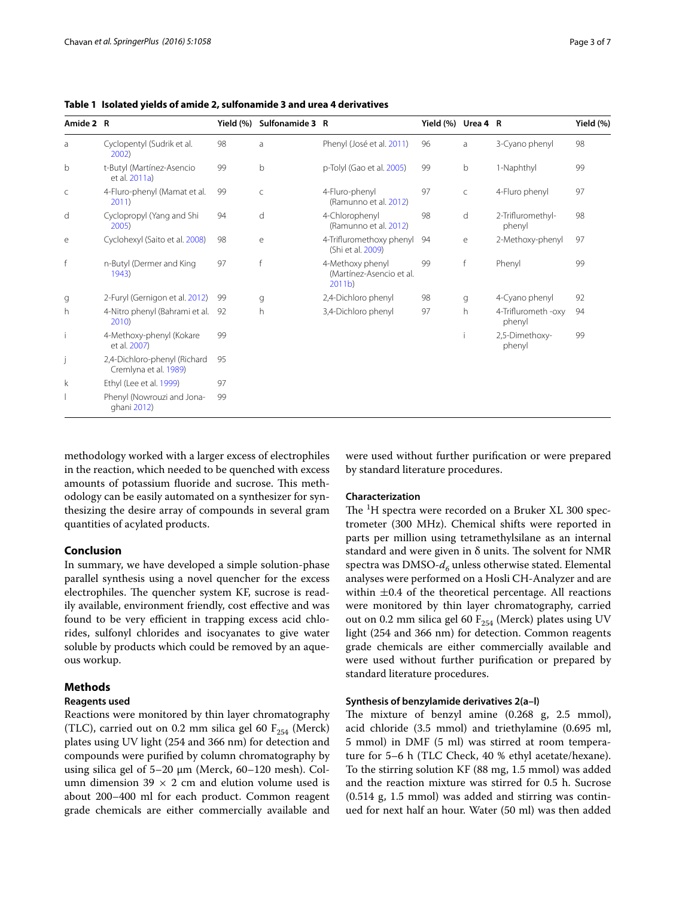**Table 1 Isolated yields of amide 2, sulfonamide 3 and urea 4 derivatives**

| Amide 2 | R | Yield (%) | Sulfonamide 3 | R | Yield (%) | Urea 4 | R | Yield (%) |
|---|---|---|---|---|---|---|---|---|
| a | Cyclopentyl (Sudrik et al. 2002) | 98 | a | Phenyl (José et al. 2011) | 96 | a | 3-Cyano phenyl | 98 |
| b | t-Butyl (Martínez-Asencio et al. 2011a) | 99 | b | p-Tolyl (Gao et al. 2005) | 99 | b | 1-Naphthyl | 99 |
| c | 4-Fluro-phenyl (Mamat et al. 2011) | 99 | c | 4-Fluro-phenyl (Ramunno et al. 2012) | 97 | c | 4-Fluro phenyl | 97 |
| d | Cyclopropyl (Yang and Shi 2005) | 94 | d | 4-Chlorophenyl (Ramunno et al. 2012) | 98 | d | 2-Trifluromethyl-phenyl | 98 |
| e | Cyclohexyl (Saito et al. 2008) | 98 | e | 4-Trifluromethoxy phenyl (Shi et al. 2009) | 94 | e | 2-Methoxy-phenyl | 97 |
| f | n-Butyl (Dermer and King 1943) | 97 | f | 4-Methoxy phenyl (Martínez-Asencio et al. 2011b) | 99 | f | Phenyl | 99 |
| g | 2-Furyl (Gernigon et al. 2012) | 99 | g | 2,4-Dichloro phenyl | 98 | g | 4-Cyano phenyl | 92 |
| h | 4-Nitro phenyl (Bahrami et al. 2010) | 92 | h | 3,4-Dichloro phenyl | 97 | h | 4-Triflurometh -oxy phenyl | 94 |
| i | 4-Methoxy-phenyl (Kokare et al. 2007) | 99 | | | | i | 2,5-Dimethoxy-phenyl | 99 |
| j | 2,4-Dichloro-phenyl (Richard Cremlyna et al. 1989) | 95 | | | | | | |
| k | Ethyl (Lee et al. 1999) | 97 | | | | | | |
| l | Phenyl (Nowrouzi and Jonaghani 2012) | 99 | | | | | | |

methodology worked with a larger excess of electrophiles in the reaction, which needed to be quenched with excess amounts of potassium fluoride and sucrose. This methodology can be easily automated on a synthesizer for synthesizing the desire array of compounds in several gram quantities of acylated products.

## Conclusion

In summary, we have developed a simple solution-phase parallel synthesis using a novel quencher for the excess electrophiles. The quencher system KF, sucrose is readily available, environment friendly, cost effective and was found to be very efficient in trapping excess acid chlorides, sulfonyl chlorides and isocyanates to give water soluble by products which could be removed by an aqueous workup.

## Methods

### Reagents used

Reactions were monitored by thin layer chromatography (TLC), carried out on 0.2 mm silica gel 60 $F_{254}$ (Merck) plates using UV light (254 and 366 nm) for detection and compounds were purified by column chromatography by using silica gel of 5–20 μm (Merck, 60–120 mesh). Column dimension 39 × 2 cm and elution volume used is about 200–400 ml for each product. Common reagent grade chemicals are either commercially available and were used without further purification or were prepared by standard literature procedures.

### Characterization

The $^{1}H$ spectra were recorded on a Bruker XL 300 spectrometer (300 MHz). Chemical shifts were reported in parts per million using tetramethylsilane as an internal standard and were given in δ units. The solvent for NMR spectra was DMSO-$d_6$ unless otherwise stated. Elemental analyses were performed on a Hosli CH-Analyzer and are within ±0.4 of the theoretical percentage. All reactions were monitored by thin layer chromatography, carried out on 0.2 mm silica gel 60 $F_{254}$ (Merck) plates using UV light (254 and 366 nm) for detection. Common reagents grade chemicals are either commercially available and were used without further purification or prepared by standard literature procedures.

### Synthesis of benzylamide derivatives 2(a–l)

The mixture of benzyl amine (0.268 g, 2.5 mmol), acid chloride (3.5 mmol) and triethylamine (0.695 ml, 5 mmol) in DMF (5 ml) was stirred at room temperature for 5–6 h (TLC Check, 40 % ethyl acetate/hexane). To the stirring solution KF (88 mg, 1.5 mmol) was added and the reaction mixture was stirred for 0.5 h. Sucrose (0.514 g, 1.5 mmol) was added and stirring was continued for next half an hour. Water (50 ml) was then added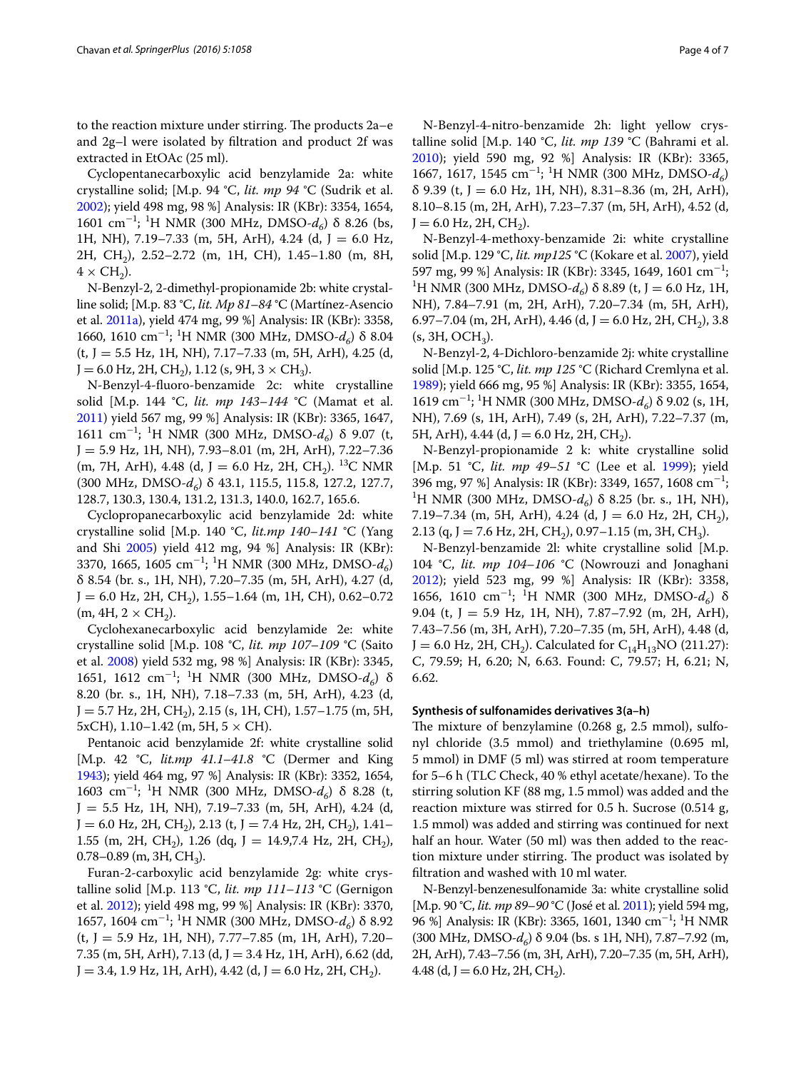to the reaction mixture under stirring. The products 2a–e and 2g–l were isolated by filtration and product 2f was extracted in EtOAc (25 ml).

Cyclopentanecarboxylic acid benzylamide 2a: white crystalline solid; [M.p. 94 °C, *lit. mp 94* °C (Sudrik et al. 2002); yield 498 mg, 98 %] Analysis: IR (KBr): 3354, 1654, 1601 $cm^{-1}$; $^1H$ NMR (300 MHz, DMSO-$d_6$) δ 8.26 (bs, 1H, NH), 7.19–7.33 (m, 5H, ArH), 4.24 (d, J = 6.0 Hz, 2H, $CH_2$), 2.52–2.72 (m, 1H, CH), 1.45–1.80 (m, 8H, $4 \times CH_2$).

N-Benzyl-2, 2-dimethyl-propionamide 2b: white crystalline solid; [M.p. 83 °C, *lit. Mp 81–84* °C (Martínez-Asencio et al. 2011a), yield 474 mg, 99 %] Analysis: IR (KBr): 3358, 1660, 1610 $cm^{-1}$; $^1H$ NMR (300 MHz, DMSO-$d_6$) δ 8.04 (t, J = 5.5 Hz, 1H, NH), 7.17–7.33 (m, 5H, ArH), 4.25 (d, J = 6.0 Hz, 2H, $CH_2$), 1.12 (s, 9H, $3 \times CH_3$).

N-Benzyl-4-fluoro-benzamide 2c: white crystalline solid [M.p. 144 °C, *lit. mp 143–144* °C (Mamat et al. 2011) yield 567 mg, 99 %] Analysis: IR (KBr): 3365, 1647, 1611 $cm^{-1}$; $^1H$ NMR (300 MHz, DMSO-$d_6$) δ 9.07 (t, J = 5.9 Hz, 1H, NH), 7.93–8.01 (m, 2H, ArH), 7.22–7.36 (m, 7H, ArH), 4.48 (d, J = 6.0 Hz, 2H, $CH_2$). $^{13}C$ NMR (300 MHz, DMSO-$d_6$) δ 43.1, 115.5, 115.8, 127.2, 127.7, 128.7, 130.3, 130.4, 131.2, 131.3, 140.0, 162.7, 165.6.

Cyclopropanecarboxylic acid benzylamide 2d: white crystalline solid [M.p. 140 °C, *lit.mp 140–141* °C (Yang and Shi 2005) yield 412 mg, 94 %] Analysis: IR (KBr): 3370, 1665, 1605 $cm^{-1}$; $^1H$ NMR (300 MHz, DMSO-$d_6$) δ 8.54 (br. s., 1H, NH), 7.20–7.35 (m, 5H, ArH), 4.27 (d, J = 6.0 Hz, 2H, $CH_2$), 1.55–1.64 (m, 1H, CH), 0.62–0.72 (m, 4H, $2 \times CH_2$).

Cyclohexanecarboxylic acid benzylamide 2e: white crystalline solid [M.p. 108 °C, *lit. mp 107–109* °C (Saito et al. 2008) yield 532 mg, 98 %] Analysis: IR (KBr): 3345, 1651, 1612 $cm^{-1}$; $^1H$ NMR (300 MHz, DMSO-$d_6$) δ 8.20 (br. s., 1H, NH), 7.18–7.33 (m, 5H, ArH), 4.23 (d, J = 5.7 Hz, 2H, $CH_2$), 2.15 (s, 1H, CH), 1.57–1.75 (m, 5H, 5xCH), 1.10–1.42 (m, 5H, 5 × CH).

Pentanoic acid benzylamide 2f: white crystalline solid [M.p. 42 °C, *lit.mp 41.1–41.8* °C (Dermer and King 1943); yield 464 mg, 97 %] Analysis: IR (KBr): 3352, 1654, 1603 $cm^{-1}$; $^1H$ NMR (300 MHz, DMSO-$d_6$) δ 8.28 (t, J = 5.5 Hz, 1H, NH), 7.19–7.33 (m, 5H, ArH), 4.24 (d, J = 6.0 Hz, 2H, $CH_2$), 2.13 (t, J = 7.4 Hz, 2H, $CH_2$), 1.41–1.55 (m, 2H, $CH_2$), 1.26 (dq, J = 14.9,7.4 Hz, 2H, $CH_2$), 0.78–0.89 (m, 3H, $CH_3$).

Furan-2-carboxylic acid benzylamide 2g: white crystalline solid [M.p. 113 °C, *lit. mp 111–113* °C (Gernigon et al. 2012); yield 498 mg, 99 %] Analysis: IR (KBr): 3370, 1657, 1604 $cm^{-1}$; $^1H$ NMR (300 MHz, DMSO-$d_6$) δ 8.92 (t, J = 5.9 Hz, 1H, NH), 7.77–7.85 (m, 1H, ArH), 7.20–7.35 (m, 5H, ArH), 7.13 (d, J = 3.4 Hz, 1H, ArH), 6.62 (dd, J = 3.4, 1.9 Hz, 1H, ArH), 4.42 (d, J = 6.0 Hz, 2H, $CH_2$).

N-Benzyl-4-nitro-benzamide 2h: light yellow crystalline solid [M.p. 140 °C, *lit. mp 139* °C (Bahrami et al. 2010); yield 590 mg, 92 %] Analysis: IR (KBr): 3365, 1667, 1617, 1545 $cm^{-1}$; $^1H$ NMR (300 MHz, DMSO-$d_6$) δ 9.39 (t, J = 6.0 Hz, 1H, NH), 8.31–8.36 (m, 2H, ArH), 8.10–8.15 (m, 2H, ArH), 7.23–7.37 (m, 5H, ArH), 4.52 (d, J = 6.0 Hz, 2H, $CH_2$).

N-Benzyl-4-methoxy-benzamide 2i: white crystalline solid [M.p. 129 °C, *lit. mp125* °C (Kokare et al. 2007), yield 597 mg, 99 %] Analysis: IR (KBr): 3345, 1649, 1601 $cm^{-1}$; $^1H$ NMR (300 MHz, DMSO-$d_6$) δ 8.89 (t, J = 6.0 Hz, 1H, NH), 7.84–7.91 (m, 2H, ArH), 7.20–7.34 (m, 5H, ArH), 6.97–7.04 (m, 2H, ArH), 4.46 (d, J = 6.0 Hz, 2H, $CH_2$), 3.8 (s, 3H, $OCH_3$).

N-Benzyl-2, 4-Dichloro-benzamide 2j: white crystalline solid [M.p. 125 °C, *lit. mp 125* °C (Richard Cremlyna et al. 1989); yield 666 mg, 95 %] Analysis: IR (KBr): 3355, 1654, 1619 $cm^{-1}$; $^1H$ NMR (300 MHz, DMSO-$d_6$) δ 9.02 (s, 1H, NH), 7.69 (s, 1H, ArH), 7.49 (s, 2H, ArH), 7.22–7.37 (m, 5H, ArH), 4.44 (d, J = 6.0 Hz, 2H, $CH_2$).

N-Benzyl-propionamide 2 k: white crystalline solid [M.p. 51 °C, *lit. mp 49–51* °C (Lee et al. 1999); yield 396 mg, 97 %] Analysis: IR (KBr): 3349, 1657, 1608 $cm^{-1}$; $^1H$ NMR (300 MHz, DMSO-$d_6$) δ 8.25 (br. s., 1H, NH), 7.19–7.34 (m, 5H, ArH), 4.24 (d, J = 6.0 Hz, 2H, $CH_2$), 2.13 (q, J = 7.6 Hz, 2H, $CH_2$), 0.97–1.15 (m, 3H, $CH_3$).

N-Benzyl-benzamide 2l: white crystalline solid [M.p. 104 °C, *lit. mp 104–106* °C (Nowrouzi and Jonaghani 2012); yield 523 mg, 99 %] Analysis: IR (KBr): 3358, 1656, 1610 $cm^{-1}$; $^1H$ NMR (300 MHz, DMSO-$d_6$) δ 9.04 (t, J = 5.9 Hz, 1H, NH), 7.87–7.92 (m, 2H, ArH), 7.43–7.56 (m, 3H, ArH), 7.20–7.35 (m, 5H, ArH), 4.48 (d, J = 6.0 Hz, 2H, $CH_2$). Calculated for $C_{14}H_{13}NO$ (211.27): C, 79.59; H, 6.20; N, 6.63. Found: C, 79.57; H, 6.21; N, 6.62.

### Synthesis of sulfonamides derivatives 3(a–h)

The mixture of benzylamine (0.268 g, 2.5 mmol), sulfonyl chloride (3.5 mmol) and triethylamine (0.695 ml, 5 mmol) in DMF (5 ml) was stirred at room temperature for 5–6 h (TLC Check, 40 % ethyl acetate/hexane). To the stirring solution KF (88 mg, 1.5 mmol) was added and the reaction mixture was stirred for 0.5 h. Sucrose (0.514 g, 1.5 mmol) was added and stirring was continued for next half an hour. Water (50 ml) was then added to the reaction mixture under stirring. The product was isolated by filtration and washed with 10 ml water.

N-Benzyl-benzenesulfonamide 3a: white crystalline solid [M.p. 90 °C, *lit. mp 89–90* °C (José et al. 2011); yield 594 mg, 96 %] Analysis: IR (KBr): 3365, 1601, 1340 $cm^{-1}$; $^1H$ NMR (300 MHz, DMSO-$d_6$) δ 9.04 (bs. s 1H, NH), 7.87–7.92 (m, 2H, ArH), 7.43–7.56 (m, 3H, ArH), 7.20–7.35 (m, 5H, ArH), 4.48 (d, J = 6.0 Hz, 2H, $CH_2$).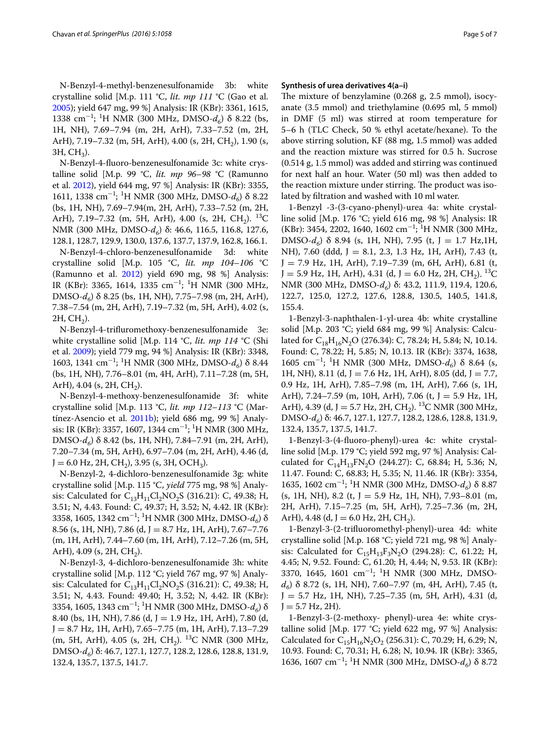N-Benzyl-4-methyl-benzenesulfonamide 3b: white crystalline solid [M.p. 111 °C, *lit. mp 111* °C (Gao et al. 2005); yield 647 mg, 99 %] Analysis: IR (KBr): 3361, 1615, 1338 $cm^{-1}$; $^{1}H$ NMR (300 MHz, DMSO-$d_6$) δ 8.22 (bs, 1H, NH), 7.69–7.94 (m, 2H, ArH), 7.33–7.52 (m, 2H, ArH), 7.19–7.32 (m, 5H, ArH), 4.00 (s, 2H, $CH_2$), 1.90 (s, 3H, $CH_3$).

N-Benzyl-4-fluoro-benzenesulfonamide 3c: white crystalline solid [M.p. 99 °C, *lit. mp 96–98* °C (Ramunno et al. 2012), yield 644 mg, 97 %] Analysis: IR (KBr): 3355, 1611, 1338 $cm^{-1}$; $^{1}H$ NMR (300 MHz, DMSO-$d_6$) δ 8.22 (bs, 1H, NH), 7.69–7.94(m, 2H, ArH), 7.33–7.52 (m, 2H, ArH), 7.19–7.32 (m, 5H, ArH), 4.00 (s, 2H, $CH_2$). $^{13}C$ NMR (300 MHz, DMSO-$d_6$) δ: 46.6, 116.5, 116.8, 127.6, 128.1, 128.7, 129.9, 130.0, 137.6, 137.7, 137.9, 162.8, 166.1.

N-Benzyl-4-chloro-benzenesulfonamide 3d: white crystalline solid [M.p. 105 °C, *lit. mp 104–106* °C (Ramunno et al. 2012) yield 690 mg, 98 %] Analysis: IR (KBr): 3365, 1614, 1335 $cm^{-1}$; $^{1}H$ NMR (300 MHz, DMSO-$d_6$) δ 8.25 (bs, 1H, NH), 7.75–7.98 (m, 2H, ArH), 7.38–7.54 (m, 2H, ArH), 7.19–7.32 (m, 5H, ArH), 4.02 (s, 2H, $CH_2$).

N-Benzyl-4-trifluromethoxy-benzenesulfonamide 3e: white crystalline solid [M.p. 114 °C, *lit. mp 114* °C (Shi et al. 2009); yield 779 mg, 94 %] Analysis: IR (KBr): 3348, 1603, 1341 $cm^{-1}$; $^{1}H$ NMR (300 MHz, DMSO-$d_6$) δ 8.44 (bs, 1H, NH), 7.76–8.01 (m, 4H, ArH), 7.11–7.28 (m, 5H, ArH), 4.04 (s, 2H, $CH_2$).

N-Benzyl-4-methoxy-benzenesulfonamide 3f: white crystalline solid [M.p. 113 °C, *lit. mp 112–113* °C (Martínez-Asencio et al. 2011b); yield 686 mg, 99 %] Analysis: IR (KBr): 3357, 1607, 1344 $cm^{-1}$; $^{1}H$ NMR (300 MHz, DMSO-$d_6$) δ 8.42 (bs, 1H, NH), 7.84–7.91 (m, 2H, ArH), 7.20–7.34 (m, 5H, ArH), 6.97–7.04 (m, 2H, ArH), 4.46 (d, J = 6.0 Hz, 2H, $CH_2$), 3.95 (s, 3H, $OCH_3$).

N-Benzyl-2, 4-dichloro-benzenesulfonamide 3g: white crystalline solid [M.p. 115 °C, *yield* 775 mg, 98 %] Analysis: Calculated for $C_{13}H_{11}Cl_2NO_2S$ (316.21): C, 49.38; H, 3.51; N, 4.43. Found: C, 49.37; H, 3.52; N, 4.42. IR (KBr): 3358, 1605, 1342 $cm^{-1}$; $^{1}H$ NMR (300 MHz, DMSO-$d_6$) δ 8.56 (s, 1H, NH), 7.86 (d, J = 8.7 Hz, 1H, ArH), 7.67–7.76 (m, 1H, ArH), 7.44–7.60 (m, 1H, ArH), 7.12–7.26 (m, 5H, ArH), 4.09 (s, 2H, $CH_2$).

N-Benzyl-3, 4-dichloro-benzenesulfonamide 3h: white crystalline solid [M.p. 112 °C; yield 767 mg, 97 %] Analysis: Calculated for $C_{13}H_{11}Cl_2NO_2S$ (316.21): C, 49.38; H, 3.51; N, 4.43. Found: 49.40; H, 3.52; N, 4.42. IR (KBr): 3354, 1605, 1343 $cm^{-1}$; $^{1}H$ NMR (300 MHz, DMSO-$d_6$) δ 8.40 (bs, 1H, NH), 7.86 (d, J = 1.9 Hz, 1H, ArH), 7.80 (d, J = 8.7 Hz, 1H, ArH), 7.65–7.75 (m, 1H, ArH), 7.13–7.29 (m, 5H, ArH), 4.05 (s, 2H, $CH_2$). $^{13}C$ NMR (300 MHz, DMSO-$d_6$) δ: 46.7, 127.1, 127.7, 128.2, 128.6, 128.8, 131.9, 132.4, 135.7, 137.5, 141.7.

### Synthesis of urea derivatives 4(a–i)

The mixture of benzylamine (0.268 g, 2.5 mmol), isocyanate (3.5 mmol) and triethylamine (0.695 ml, 5 mmol) in DMF (5 ml) was stirred at room temperature for 5–6 h (TLC Check, 50 % ethyl acetate/hexane). To the above stirring solution, KF (88 mg, 1.5 mmol) was added and the reaction mixture was stirred for 0.5 h. Sucrose (0.514 g, 1.5 mmol) was added and stirring was continued for next half an hour. Water (50 ml) was then added to the reaction mixture under stirring. The product was isolated by filtration and washed with 10 ml water.

1-Benzyl -3-(3-cyano-phenyl)-urea 4a: white crystalline solid [M.p. 176 °C; yield 616 mg, 98 %] Analysis: IR (KBr): 3454, 2202, 1640, 1602 $cm^{-1}$; $^{1}H$ NMR (300 MHz, DMSO-$d_6$) δ 8.94 (s, 1H, NH), 7.95 (t, J = 1.7 Hz,1H, NH), 7.60 (ddd, J = 8.1, 2.3, 1.3 Hz, 1H, ArH), 7.43 (t, J = 7.9 Hz, 1H, ArH), 7.19–7.39 (m, 6H, ArH), 6.81 (t, J = 5.9 Hz, 1H, ArH), 4.31 (d, J = 6.0 Hz, 2H, $CH_2$). $^{13}C$ NMR (300 MHz, DMSO-$d_6$) δ: 43.2, 111.9, 119.4, 120.6, 122.7, 125.0, 127.2, 127.6, 128.8, 130.5, 140.5, 141.8, 155.4.

1-Benzyl-3-naphthalen-1-yl-urea 4b: white crystalline solid [M.p. 203 °C; yield 684 mg, 99 %] Analysis: Calculated for $C_{18}H_{16}N_2O$ (276.34): C, 78.24; H, 5.84; N, 10.14. Found: C, 78.22; H, 5.85; N, 10.13. IR (KBr): 3374, 1638, 1605 $cm^{-1}$; $^{1}H$ NMR (300 MHz, DMSO-$d_6$) δ 8.64 (s, 1H, NH), 8.11 (d, J = 7.6 Hz, 1H, ArH), 8.05 (dd, J = 7.7, 0.9 Hz, 1H, ArH), 7.85–7.98 (m, 1H, ArH), 7.66 (s, 1H, ArH), 7.24–7.59 (m, 10H, ArH), 7.06 (t, J = 5.9 Hz, 1H, ArH), 4.39 (d, J = 5.7 Hz, 2H, $CH_2$). $^{13}C$ NMR (300 MHz, DMSO-$d_6$) δ: 46.7, 127.1, 127.7, 128.2, 128.6, 128.8, 131.9, 132.4, 135.7, 137.5, 141.7.

1-Benzyl-3-(4-fluoro-phenyl)-urea 4c: white crystalline solid [M.p. 179 °C; yield 592 mg, 97 %] Analysis: Calculated for $C_{14}H_{13}FN_2O$ (244.27): C, 68.84; H, 5.36; N, 11.47. Found: C, 68.83; H, 5.35; N, 11.46. IR (KBr): 3354, 1635, 1602 $cm^{-1}$; $^{1}H$ NMR (300 MHz, DMSO-$d_6$) δ 8.87 (s, 1H, NH), 8.2 (t, J = 5.9 Hz, 1H, NH), 7.93–8.01 (m, 2H, ArH), 7.15–7.25 (m, 5H, ArH), 7.25–7.36 (m, 2H, ArH), 4.48 (d, J = 6.0 Hz, 2H, $CH_2$).

1-Benzyl-3-(2-trifluoromethyl-phenyl)-urea 4d: white crystalline solid [M.p. 168 °C; yield 721 mg, 98 %] Analysis: Calculated for $C_{15}H_{13}F_3N_2O$ (294.28): C, 61.22; H, 4.45; N, 9.52. Found: C, 61.20; H, 4.44; N, 9.53. IR (KBr): 3370, 1645, 1601 $cm^{-1}$; $^{1}H$ NMR (300 MHz, DMSO-$d_6$) δ 8.72 (s, 1H, NH), 7.60–7.97 (m, 4H, ArH), 7.45 (t, J = 5.7 Hz, 1H, NH), 7.25–7.35 (m, 5H, ArH), 4.31 (d, J = 5.7 Hz, 2H).

1-Benzyl-3-(2-methoxy- phenyl)-urea 4e: white crystalline solid [M.p. 177 °C; yield 622 mg, 97 %] Analysis: Calculated for $C_{15}H_{16}N_2O_2$ (256.31): C, 70.29; H, 6.29; N, 10.93. Found: C, 70.31; H, 6.28; N, 10.94. IR (KBr): 3365, 1636, 1607 $cm^{-1}$; $^{1}H$ NMR (300 MHz, DMSO-$d_6$) δ 8.72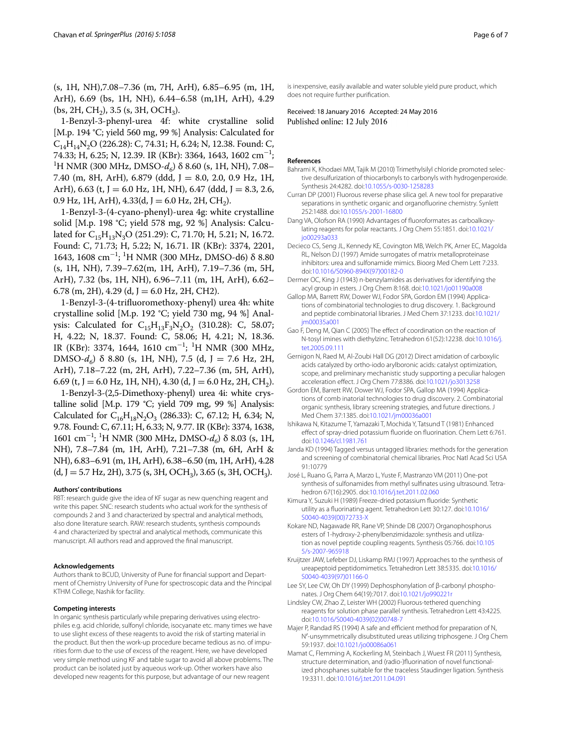(s, 1H, NH),7.08–7.36 (m, 7H, ArH), 6.85–6.95 (m, 1H, ArH), 6.69 (bs, 1H, NH), 6.44–6.58 (m,1H, ArH), 4.29 (bs, 2H, $CH_2$), 3.5 (s, 3H, $OCH_3$).

1-Benzyl-3-phenyl-urea 4f: white crystalline solid [M.p. 194 °C; yield 560 mg, 99 %] Analysis: Calculated for $C_{14}H_{14}N_2O$ (226.28): C, 74.31; H, 6.24; N, 12.38. Found: C, 74.33; H, 6.25; N, 12.39. IR (KBr): 3364, 1643, 1602 $cm^{-1}$; $^1H$ NMR (300 MHz, DMSO-$d_6$) δ 8.60 (s, 1H, NH), 7.08–7.40 (m, 8H, ArH), 6.879 (ddd, J = 8.0, 2.0, 0.9 Hz, 1H, ArH), 6.63 (t, J = 6.0 Hz, 1H, NH), 6.47 (ddd, J = 8.3, 2.6, 0.9 Hz, 1H, ArH), 4.33(d, J = 6.0 Hz, 2H, $CH_2$).

1-Benzyl-3-(4-cyano-phenyl)-urea 4g: white crystalline solid [M.p. 198 °C; yield 578 mg, 92 %] Analysis: Calculated for $C_{15}H_{13}N_3O$ (251.29): C, 71.70; H, 5.21; N, 16.72. Found: C, 71.73; H, 5.22; N, 16.71. IR (KBr): 3374, 2201, 1643, 1608 $cm^{-1}$; $^1H$ NMR (300 MHz, DMSO-d6) δ 8.80 (s, 1H, NH), 7.39–7.62(m, 1H, ArH), 7.19–7.36 (m, 5H, ArH), 7.32 (bs, 1H, NH), 6.96–7.11 (m, 1H, ArH), 6.62–6.78 (m, 2H), 4.29 (d, J = 6.0 Hz, 2H, CH2).

1-Benzyl-3-(4-trifluoromethoxy-phenyl) urea 4h: white crystalline solid [M.p. 192 °C; yield 730 mg, 94 %] Analysis: Calculated for $C_{15}H_{13}F_3N_2O_2$ (310.28): C, 58.07; H, 4.22; N, 18.37. Found: C, 58.06; H, 4.21; N, 18.36. IR (KBr): 3374, 1644, 1610 $cm^{-1}$; $^1H$ NMR (300 MHz, DMSO-$d_6$) δ 8.80 (s, 1H, NH), 7.5 (d, J = 7.6 Hz, 2H, ArH), 7.18–7.22 (m, 2H, ArH), 7.22–7.36 (m, 5H, ArH), 6.69 (t, J = 6.0 Hz, 1H, NH), 4.30 (d, J = 6.0 Hz, 2H, $CH_2$).

1-Benzyl-3-(2,5-Dimethoxy-phenyl) urea 4i: white crystalline solid [M.p. 179 °C; yield 709 mg, 99 %] Analysis: Calculated for $C_{16}H_{18}N_2O_3$ (286.33): C, 67.12; H, 6.34; N, 9.78. Found: C, 67.11; H, 6.33; N, 9.77. IR (KBr): 3374, 1638, 1601 $cm^{-1}$; $^1H$ NMR (300 MHz, DMSO-$d_6$) δ 8.03 (s, 1H, NH), 7.8–7.84 (m, 1H, ArH), 7.21–7.38 (m, 6H, ArH & NH), 6.83–6.91 (m, 1H, ArH), 6.38–6.50 (m, 1H, ArH), 4.28 (d, J = 5.7 Hz, 2H), 3.75 (s, 3H, $OCH_3$), 3.65 (s, 3H, $OCH_3$).

#### Authors' contributions

RBT: research guide give the idea of KF sugar as new quenching reagent and write this paper. SNC: research students who actual work for the synthesis of compounds 2 and 3 and characterized by spectral and analytical methods, also done literature search. RAW: research students, synthesis compounds 4 and characterized by spectral and analytical methods, communicate this manuscript. All authors read and approved the final manuscript.

#### Acknowledgements

Authors thank to BCUD, University of Pune for financial support and Department of Chemistry University of Pune for spectroscopic data and the Principal KTHM College, Nashik for facility.

#### Competing interests

In organic synthesis particularly while preparing derivatives using electrophiles e.g. acid chloride, sulfonyl chloride, isocyanate etc. many times we have to use slight excess of these reagents to avoid the risk of starting material in the product. But then the work-up procedure became tedious as no. of impurities form due to the use of excess of the reagent. Here, we have developed very simple method using KF and table sugar to avoid all above problems. The product can be isolated just by aqueous work-up. Other workers have also developed new reagents for this purpose, but advantage of our new reagent is inexpensive, easily available and water soluble yield pure product, which does not require further purification.

Received: 18 January 2016 Accepted: 24 May 2016
Published online: 12 July 2016

#### References

- Bahrami K, Khodaei MM, Tajik M (2010) Trimethylsilyl chloride promoted selective desulfurization of thiocarbonyls to carbonyls with hydrogenperoxide. Synthesis 24:4282. doi:10.1055/s-0030-1258283
- Curran DP (2001) Fluorous reverse phase silica gel. A new tool for preparative separations in synthetic organic and organofluorine chemistry. Synlett 252:1488. doi:10.1055/s-2001-16800
- Dang VA, Olofson RA (1990) Advantages of fluoroformates as carboalkoxylating reagents for polar reactants. J Org Chem 55:1851. doi:10.1021/jo00293a033
- Decieco CS, Seng JL, Kennedy KE, Covington MB, Welch PK, Arner EC, Magolda RL, Nelson DJ (1997) Amide surrogates of matrix metalloproteinase inhibitors: urea and sulfonamide mimics. Bioorg Med Chem Lett 7:233. doi:10.1016/S0960-894X(97)00182-0
- Dermer OC, King J (1943) n-benzylamides as derivatives for identifying the acyl group in esters. J Org Chem 8:168. doi:10.1021/jo01190a008
- Gallop MA, Barrett RW, Dower WJ, Fodor SPA, Gordon EM (1994) Applications of combinatorial technologies to drug discovery. 1. Background and peptide combinatorial libraries. J Med Chem 37:1233. doi:10.1021/jm00035a001
- Gao F, Deng M, Qian C (2005) The effect of coordination on the reaction of N-tosyl imines with diethylzinc. Tetrahedron 61(52):12238. doi:10.1016/j.tet.2005.09.111
- Gernigon N, Raed M, Al-Zoubi Hall DG (2012) Direct amidation of carboxylic acids catalyzed by ortho-iodo arylboronic acids: catalyst optimization, scope, and preliminary mechanistic study supporting a peculiar halogen acceleration effect. J Org Chem 77:8386. doi:10.1021/jo3013258
- Gordon EM, Barrett RW, Dower WJ, Fodor SPA, Gallop MA (1994) Applications of comb inatorial technologies to drug discovery. 2. Combinatorial organic synthesis, library screening strategies, and future directions. J Med Chem 37:1385. doi:10.1021/jm00036a001
- Ishikawa N, Kitazume T, Yamazaki T, Mochida Y, Tatsund T (1981) Enhanced effect of spray-dried potassium fluoride on fluorination. Chem Lett 6:761. doi:10.1246/cl.1981.761
- Janda KD (1994) Tagged versus untagged libraries: methods for the generation and screening of combinatorial chemical libraries. Proc Natl Acad Sci USA 91:10779
- José L, Ruano G, Parra A, Marzo L, Yuste F, Mastranzo VM (2011) One-pot synthesis of sulfonamides from methyl sulfinates using ultrasound. Tetrahedron 67(16):2905. doi:10.1016/j.tet.2011.02.060
- Kimura Y, Suzuki H (1989) Freeze-dried potassium fluoride: Synthetic utility as a fluorinating agent. Tetrahedron Lett 30:127. doi:10.1016/S0040-4039(00)72733-X
- Kokare ND, Nagawade RR, Rane VP, Shinde DB (2007) Organophosphorus esters of 1-hydroxy-2-phenylbenzimidazole: synthesis and utilization as novel peptide coupling reagents. Synthesis 05:766. doi:10.1055/s-2007-965918
- Kruijtzer JAW, Lefeber DJ, Liskamp RMJ (1997) Approaches to the synthesis of ureapeptoid peptidomimetics. Tetrahedron Lett 38:5335. doi:10.1016/S0040-4039(97)01166-0
- Lee SY, Lee CW, Oh DY (1999) Dephosphonylation of β-carbonyl phosphonates. J Org Chem 64(19):7017. doi:10.1021/jo990221r
- Lindsley CW, Zhao Z, Leister WH (2002) Fluorous-tethered quenching reagents for solution phase parallel synthesis. Tetrahedron Lett 43:4225. doi:10.1016/S0040-4039(02)00748-7
- Majer P, Randad RS (1994) A safe and efficient method for preparation of N,N′-unsymmetrically disubstituted ureas utilizing triphosgene. J Org Chem 59:1937. doi:10.1021/jo00086a061
- Mamat C, Flemming A, Kockerling M, Steinbach J, Wuest FR (2011) Synthesis, structure determination, and (radio-)fluorination of novel functionalized phosphanes suitable for the traceless Staudinger ligation. Synthesis 19:3311. doi:10.1016/j.tet.2011.04.091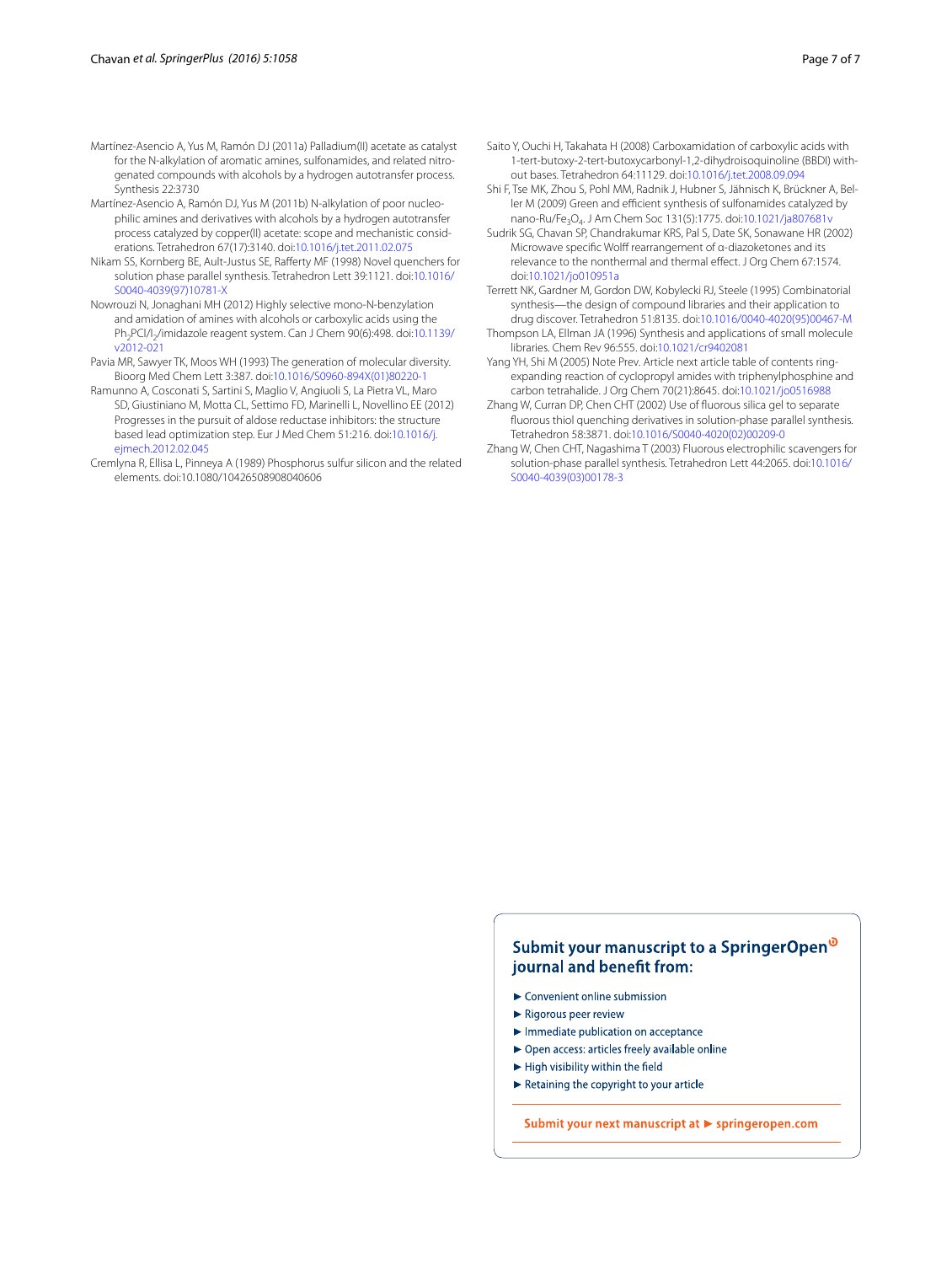Martínez-Asencio A, Yus M, Ramón DJ (2011a) Palladium(II) acetate as catalyst for the N-alkylation of aromatic amines, sulfonamides, and related nitrogenated compounds with alcohols by a hydrogen autotransfer process. Synthesis 22:3730

Martínez-Asencio A, Ramón DJ, Yus M (2011b) N-alkylation of poor nucleophilic amines and derivatives with alcohols by a hydrogen autotransfer process catalyzed by copper(II) acetate: scope and mechanistic considerations. Tetrahedron 67(17):3140. doi:10.1016/j.tet.2011.02.075

Nikam SS, Kornberg BE, Ault-Justus SE, Rafferty MF (1998) Novel quenchers for solution phase parallel synthesis. Tetrahedron Lett 39:1121. doi:10.1016/S0040-4039(97)10781-X

Nowrouzi N, Jonaghani MH (2012) Highly selective mono-N-benzylation and amidation of amines with alcohols or carboxylic acids using the $Ph_2PCl/I_2$/imidazole reagent system. Can J Chem 90(6):498. doi:10.1139/v2012-021

Pavia MR, Sawyer TK, Moos WH (1993) The generation of molecular diversity. Bioorg Med Chem Lett 3:387. doi:10.1016/S0960-894X(01)80220-1

Ramunno A, Cosconati S, Sartini S, Maglio V, Angiuoli S, La Pietra VL, Maro SD, Giustiniano M, Motta CL, Settimo FD, Marinelli L, Novellino EE (2012) Progresses in the pursuit of aldose reductase inhibitors: the structure based lead optimization step. Eur J Med Chem 51:216. doi:10.1016/j.ejmech.2012.02.045

Cremlyna R, Ellisa L, Pinneya A (1989) Phosphorus sulfur silicon and the related elements. doi:10.1080/10426508908040606

Saito Y, Ouchi H, Takahata H (2008) Carboxamidation of carboxylic acids with 1-tert-butoxy-2-tert-butoxycarbonyl-1,2-dihydroisoquinoline (BBDI) without bases. Tetrahedron 64:11129. doi:10.1016/j.tet.2008.09.094

Shi F, Tse MK, Zhou S, Pohl MM, Radnik J, Hubner S, Jähnisch K, Brückner A, Beller M (2009) Green and efficient synthesis of sulfonamides catalyzed by nano-Ru/$Fe_3O_4$. J Am Chem Soc 131(5):1775. doi:10.1021/ja807681v

Sudrik SG, Chavan SP, Chandrakumar KRS, Pal S, Date SK, Sonawane HR (2002) Microwave specific Wolff rearrangement of α-diazoketones and its relevance to the nonthermal and thermal effect. J Org Chem 67:1574. doi:10.1021/jo010951a

Terrett NK, Gardner M, Gordon DW, Kobylecki RJ, Steele (1995) Combinatorial synthesis—the design of compound libraries and their application to drug discover. Tetrahedron 51:8135. doi:10.1016/0040-4020(95)00467-M

Thompson LA, Ellman JA (1996) Synthesis and applications of small molecule libraries. Chem Rev 96:555. doi:10.1021/cr9402081

Yang YH, Shi M (2005) Note Prev. Article next article table of contents ring-expanding reaction of cyclopropyl amides with triphenylphosphine and carbon tetrahalide. J Org Chem 70(21):8645. doi:10.1021/jo0516988

Zhang W, Curran DP, Chen CHT (2002) Use of fluorous silica gel to separate fluorous thiol quenching derivatives in solution-phase parallel synthesis. Tetrahedron 58:3871. doi:10.1016/S0040-4020(02)00209-0

Zhang W, Chen CHT, Nagashima T (2003) Fluorous electrophilic scavengers for solution-phase parallel synthesis. Tetrahedron Lett 44:2065. doi:10.1016/S0040-4039(03)00178-3